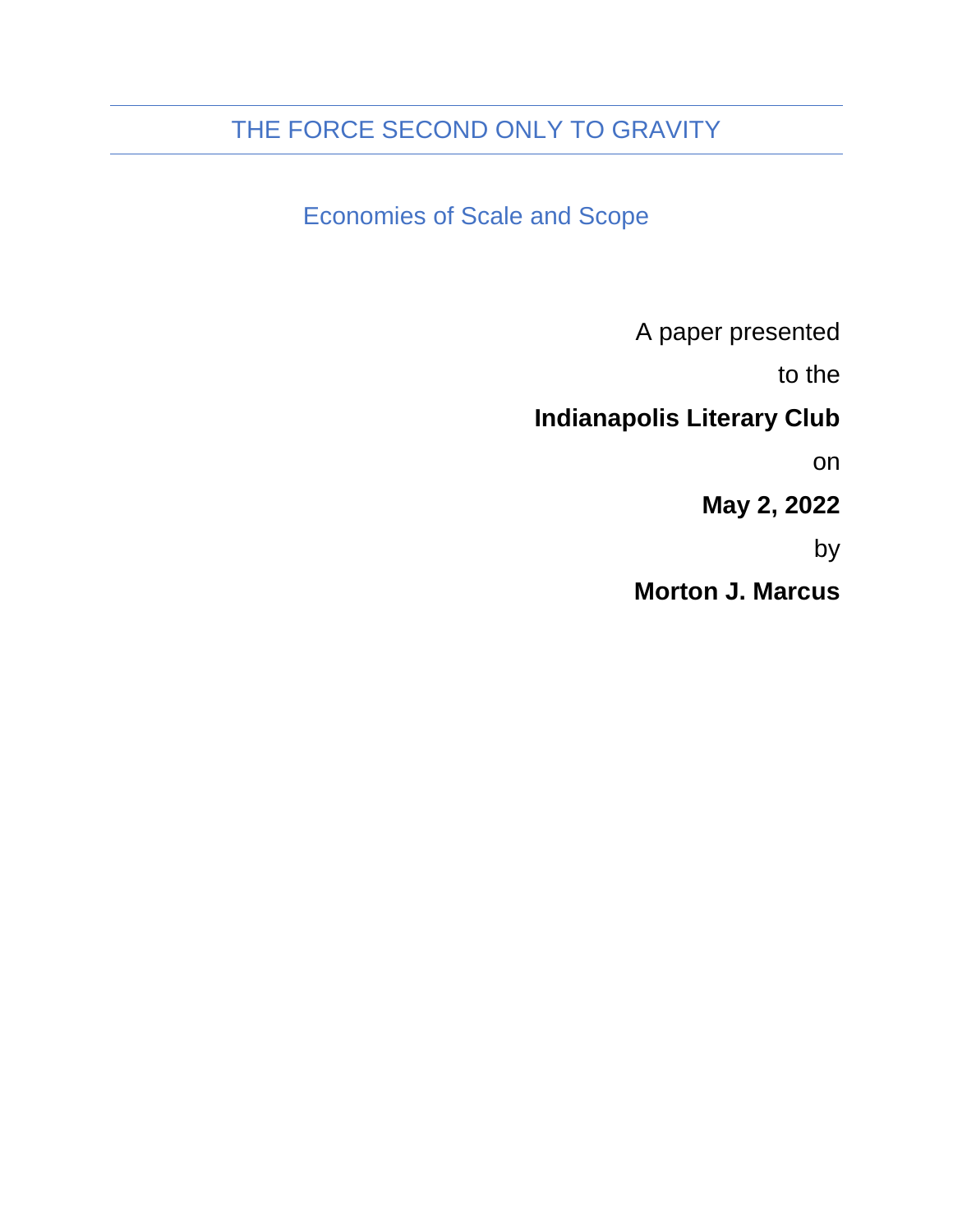# THE FORCE SECOND ONLY TO GRAVITY

## Economies of Scale and Scope

A paper presented

to the

**Indianapolis Literary Club**

on

**May 2, 2022**

by

**Morton J. Marcus**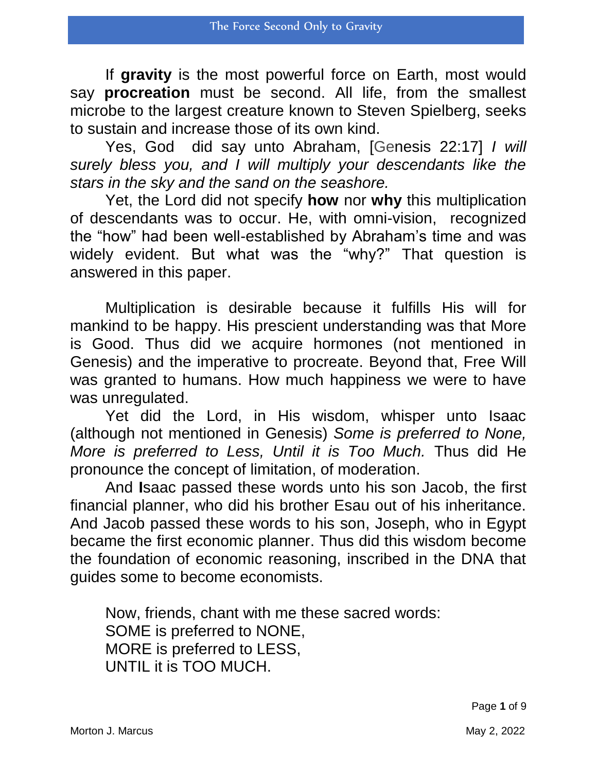If **gravity** is the most powerful force on Earth, most would say **procreation** must be second. All life, from the smallest microbe to the largest creature known to Steven Spielberg, seeks to sustain and increase those of its own kind.

Yes, God did say unto Abraham, [Genesis 22:17] *I will surely bless you, and I will multiply your descendants like the stars in the sky and the sand on the seashore.*

Yet, the Lord did not specify **how** nor **why** this multiplication of descendants was to occur. He, with omni-vision, recognized the "how" had been well-established by Abraham's time and was widely evident. But what was the "why?" That question is answered in this paper.

Multiplication is desirable because it fulfills His will for mankind to be happy. His prescient understanding was that More is Good. Thus did we acquire hormones (not mentioned in Genesis) and the imperative to procreate. Beyond that, Free Will was granted to humans. How much happiness we were to have was unregulated.

Yet did the Lord, in His wisdom, whisper unto Isaac (although not mentioned in Genesis) *Some is preferred to None, More is preferred to Less, Until it is Too Much.* Thus did He pronounce the concept of limitation, of moderation.

And **I**saac passed these words unto his son Jacob, the first financial planner, who did his brother Esau out of his inheritance. And Jacob passed these words to his son, Joseph, who in Egypt became the first economic planner. Thus did this wisdom become the foundation of economic reasoning, inscribed in the DNA that guides some to become economists.

Now, friends, chant with me these sacred words:
SOME is preferred to NONE,
MORE is preferred to LESS,
UNTIL it is TOO MUCH.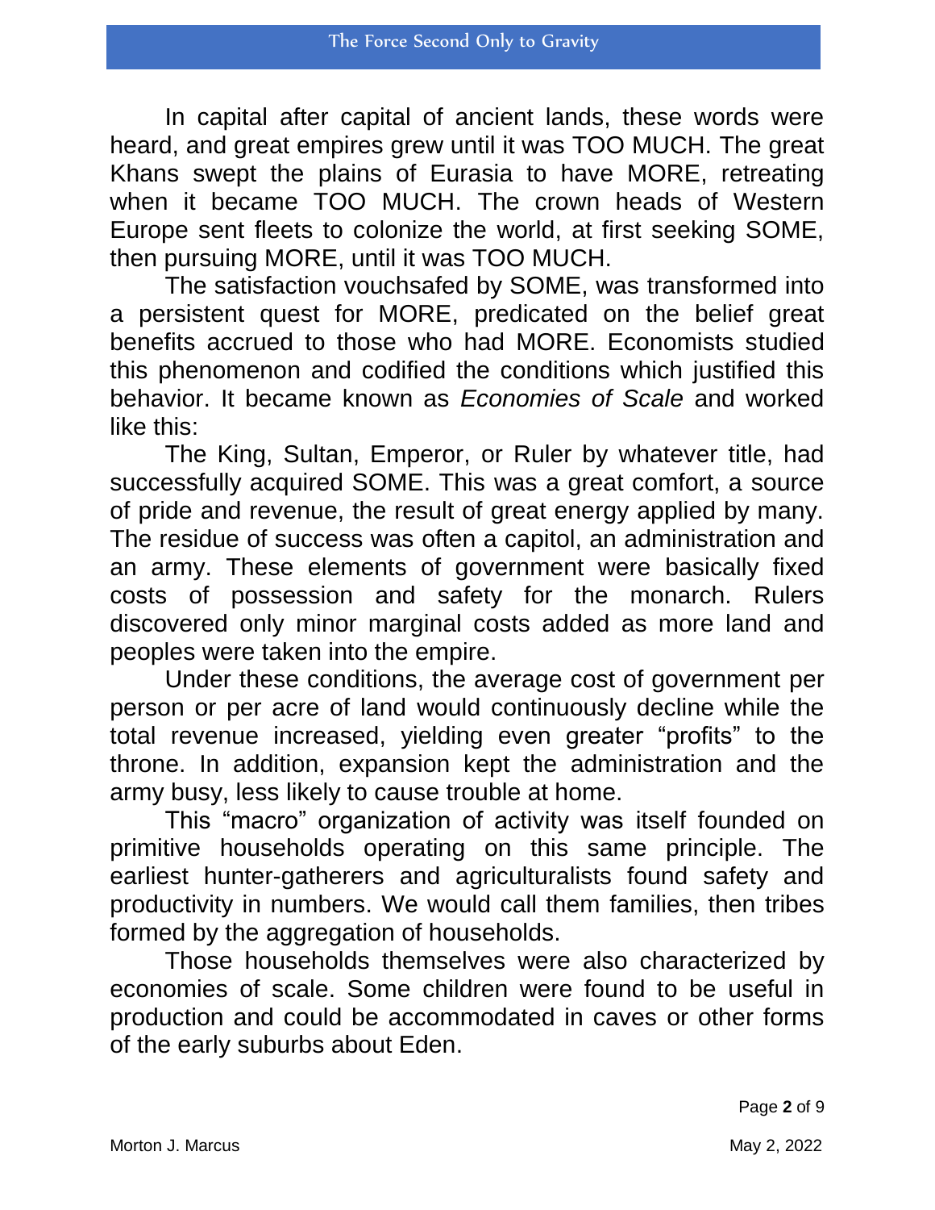In capital after capital of ancient lands, these words were heard, and great empires grew until it was TOO MUCH. The great Khans swept the plains of Eurasia to have MORE, retreating when it became TOO MUCH. The crown heads of Western Europe sent fleets to colonize the world, at first seeking SOME, then pursuing MORE, until it was TOO MUCH.

The satisfaction vouchsafed by SOME, was transformed into a persistent quest for MORE, predicated on the belief great benefits accrued to those who had MORE. Economists studied this phenomenon and codified the conditions which justified this behavior. It became known as *Economies of Scale* and worked like this:

The King, Sultan, Emperor, or Ruler by whatever title, had successfully acquired SOME. This was a great comfort, a source of pride and revenue, the result of great energy applied by many. The residue of success was often a capitol, an administration and an army. These elements of government were basically fixed costs of possession and safety for the monarch. Rulers discovered only minor marginal costs added as more land and peoples were taken into the empire.

Under these conditions, the average cost of government per person or per acre of land would continuously decline while the total revenue increased, yielding even greater "profits" to the throne. In addition, expansion kept the administration and the army busy, less likely to cause trouble at home.

This "macro" organization of activity was itself founded on primitive households operating on this same principle. The earliest hunter-gatherers and agriculturalists found safety and productivity in numbers. We would call them families, then tribes formed by the aggregation of households.

Those households themselves were also characterized by economies of scale. Some children were found to be useful in production and could be accommodated in caves or other forms of the early suburbs about Eden.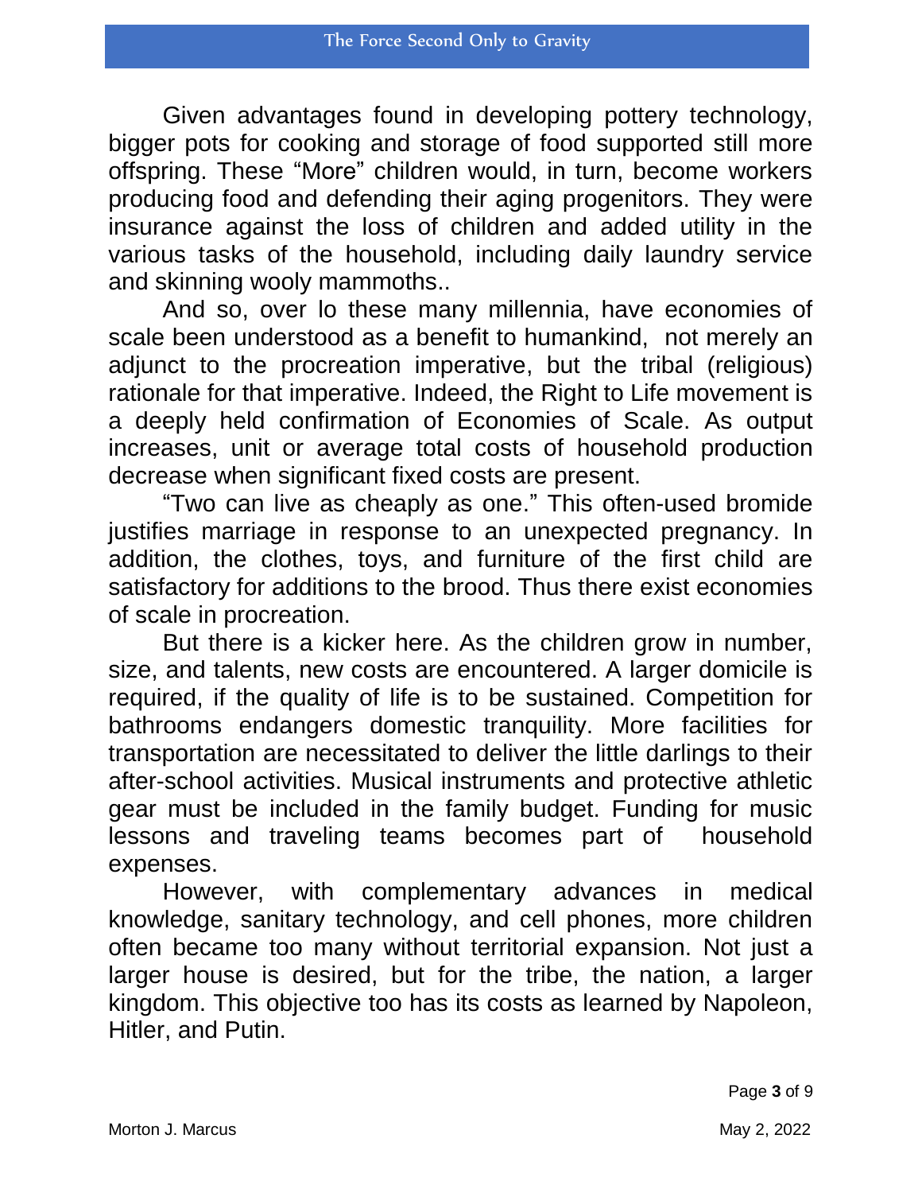Given advantages found in developing pottery technology, bigger pots for cooking and storage of food supported still more offspring. These "More" children would, in turn, become workers producing food and defending their aging progenitors. They were insurance against the loss of children and added utility in the various tasks of the household, including daily laundry service and skinning wooly mammoths..

And so, over lo these many millennia, have economies of scale been understood as a benefit to humankind, not merely an adjunct to the procreation imperative, but the tribal (religious) rationale for that imperative. Indeed, the Right to Life movement is a deeply held confirmation of Economies of Scale. As output increases, unit or average total costs of household production decrease when significant fixed costs are present.

"Two can live as cheaply as one." This often-used bromide justifies marriage in response to an unexpected pregnancy. In addition, the clothes, toys, and furniture of the first child are satisfactory for additions to the brood. Thus there exist economies of scale in procreation.

But there is a kicker here. As the children grow in number, size, and talents, new costs are encountered. A larger domicile is required, if the quality of life is to be sustained. Competition for bathrooms endangers domestic tranquility. More facilities for transportation are necessitated to deliver the little darlings to their after-school activities. Musical instruments and protective athletic gear must be included in the family budget. Funding for music lessons and traveling teams becomes part of household expenses.

However, with complementary advances in medical knowledge, sanitary technology, and cell phones, more children often became too many without territorial expansion. Not just a larger house is desired, but for the tribe, the nation, a larger kingdom. This objective too has its costs as learned by Napoleon, Hitler, and Putin.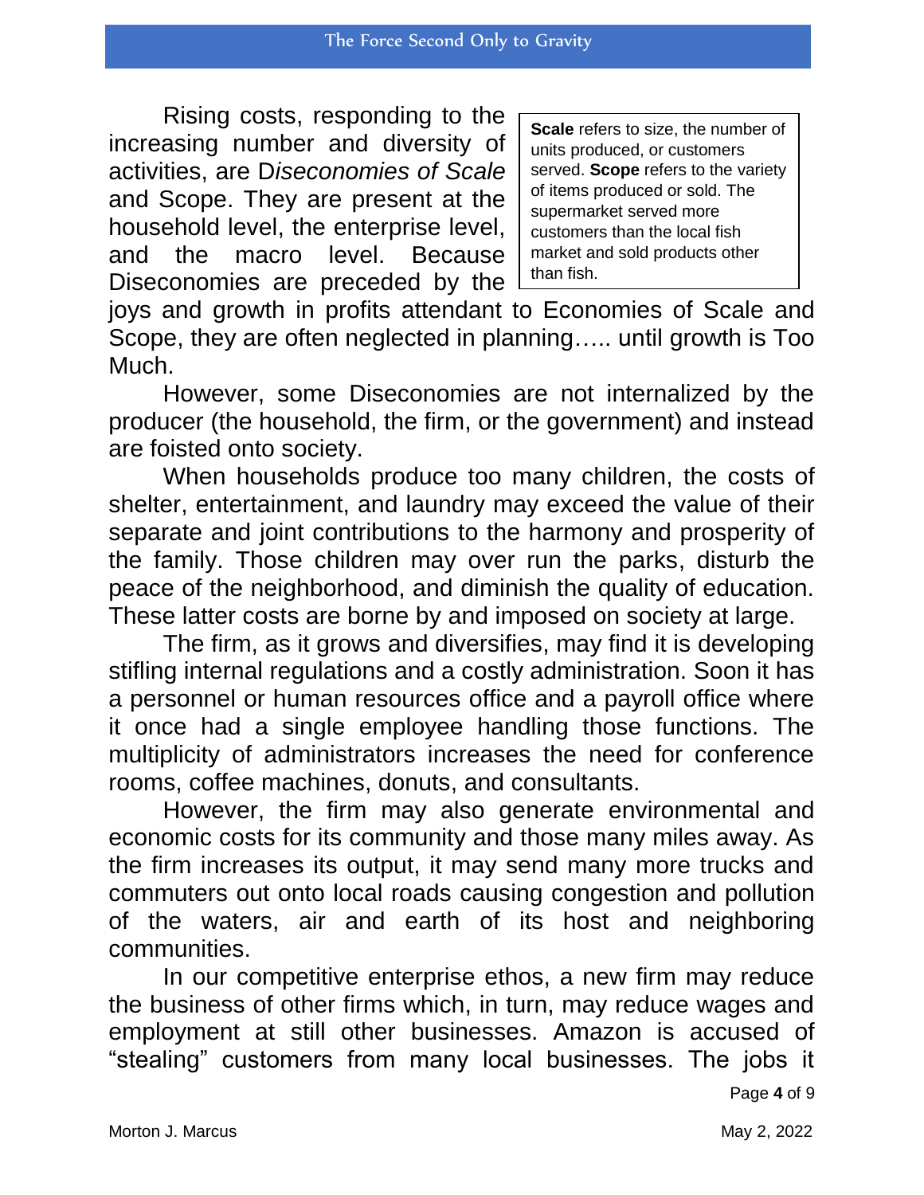> **Scale** refers to size, the number of units produced, or customers served. **Scope** refers to the variety of items produced or sold. The supermarket served more customers than the local fish market and sold products other than fish.

Rising costs, responding to the increasing number and diversity of activities, are D*iseconomies of Scale* and Scope. They are present at the household level, the enterprise level, and the macro level. Because Diseconomies are preceded by the joys and growth in profits attendant to Economies of Scale and Scope, they are often neglected in planning….. until growth is Too Much.

However, some Diseconomies are not internalized by the producer (the household, the firm, or the government) and instead are foisted onto society.

When households produce too many children, the costs of shelter, entertainment, and laundry may exceed the value of their separate and joint contributions to the harmony and prosperity of the family. Those children may over run the parks, disturb the peace of the neighborhood, and diminish the quality of education. These latter costs are borne by and imposed on society at large.

The firm, as it grows and diversifies, may find it is developing stifling internal regulations and a costly administration. Soon it has a personnel or human resources office and a payroll office where it once had a single employee handling those functions. The multiplicity of administrators increases the need for conference rooms, coffee machines, donuts, and consultants.

However, the firm may also generate environmental and economic costs for its community and those many miles away. As the firm increases its output, it may send many more trucks and commuters out onto local roads causing congestion and pollution of the waters, air and earth of its host and neighboring communities.

In our competitive enterprise ethos, a new firm may reduce the business of other firms which, in turn, may reduce wages and employment at still other businesses. Amazon is accused of "stealing" customers from many local businesses. The jobs it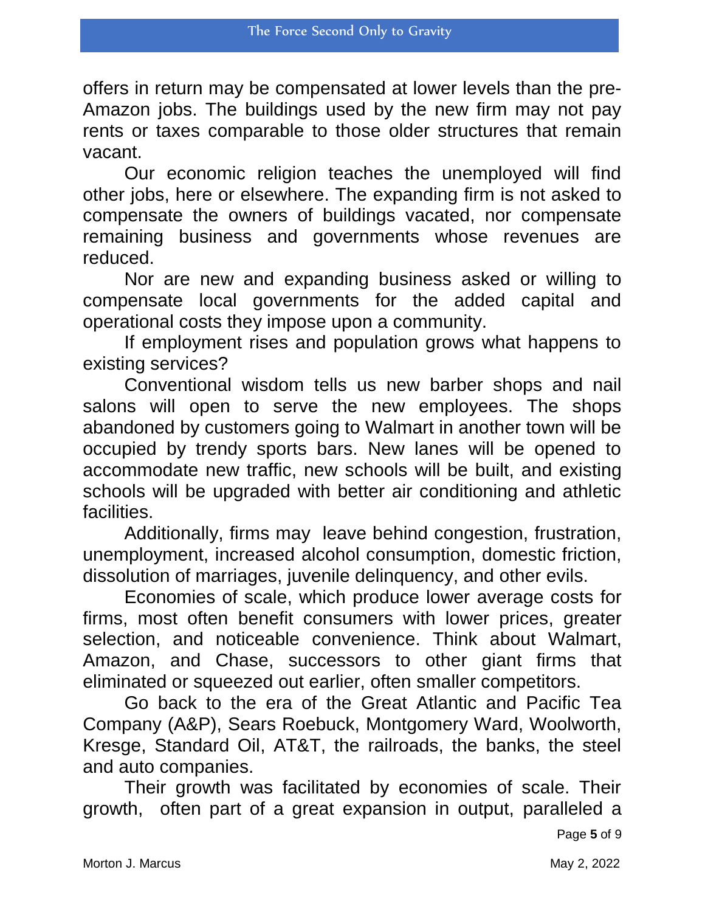offers in return may be compensated at lower levels than the pre-Amazon jobs. The buildings used by the new firm may not pay rents or taxes comparable to those older structures that remain vacant.

Our economic religion teaches the unemployed will find other jobs, here or elsewhere. The expanding firm is not asked to compensate the owners of buildings vacated, nor compensate remaining business and governments whose revenues are reduced.

Nor are new and expanding business asked or willing to compensate local governments for the added capital and operational costs they impose upon a community.

If employment rises and population grows what happens to existing services?

Conventional wisdom tells us new barber shops and nail salons will open to serve the new employees. The shops abandoned by customers going to Walmart in another town will be occupied by trendy sports bars. New lanes will be opened to accommodate new traffic, new schools will be built, and existing schools will be upgraded with better air conditioning and athletic facilities.

Additionally, firms may leave behind congestion, frustration, unemployment, increased alcohol consumption, domestic friction, dissolution of marriages, juvenile delinquency, and other evils.

Economies of scale, which produce lower average costs for firms, most often benefit consumers with lower prices, greater selection, and noticeable convenience. Think about Walmart, Amazon, and Chase, successors to other giant firms that eliminated or squeezed out earlier, often smaller competitors.

Go back to the era of the Great Atlantic and Pacific Tea Company (A&P), Sears Roebuck, Montgomery Ward, Woolworth, Kresge, Standard Oil, AT&T, the railroads, the banks, the steel and auto companies.

Their growth was facilitated by economies of scale. Their growth, often part of a great expansion in output, paralleled a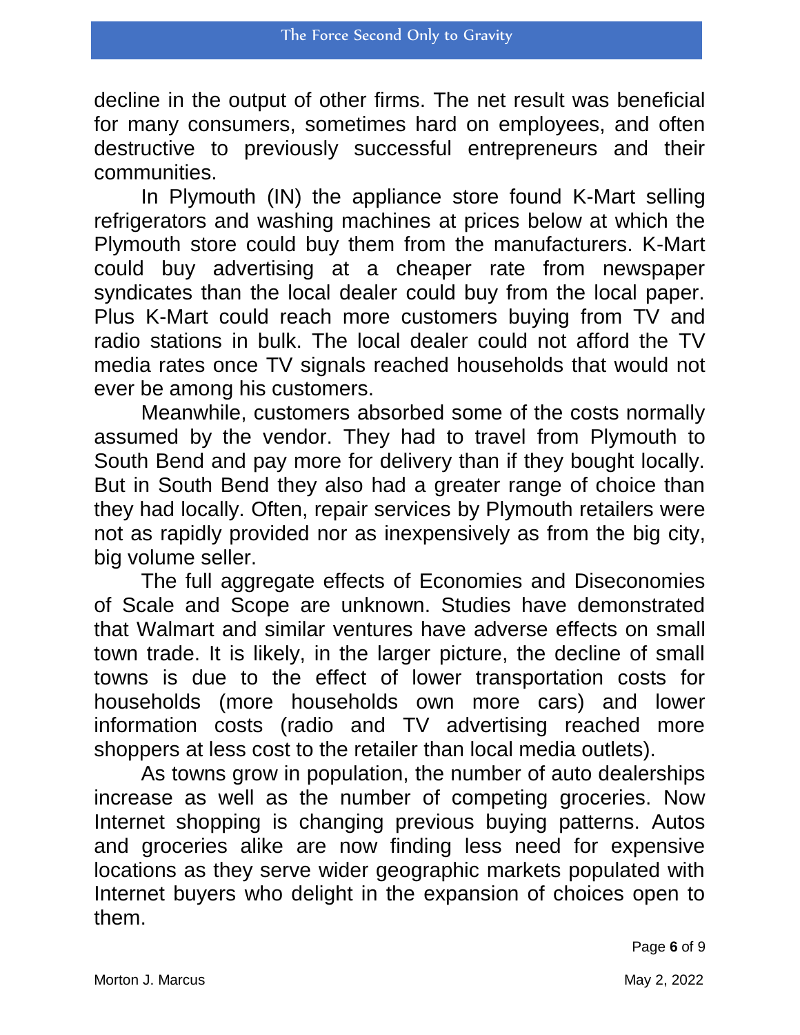decline in the output of other firms. The net result was beneficial for many consumers, sometimes hard on employees, and often destructive to previously successful entrepreneurs and their communities.

In Plymouth (IN) the appliance store found K-Mart selling refrigerators and washing machines at prices below at which the Plymouth store could buy them from the manufacturers. K-Mart could buy advertising at a cheaper rate from newspaper syndicates than the local dealer could buy from the local paper. Plus K-Mart could reach more customers buying from TV and radio stations in bulk. The local dealer could not afford the TV media rates once TV signals reached households that would not ever be among his customers.

Meanwhile, customers absorbed some of the costs normally assumed by the vendor. They had to travel from Plymouth to South Bend and pay more for delivery than if they bought locally. But in South Bend they also had a greater range of choice than they had locally. Often, repair services by Plymouth retailers were not as rapidly provided nor as inexpensively as from the big city, big volume seller.

The full aggregate effects of Economies and Diseconomies of Scale and Scope are unknown. Studies have demonstrated that Walmart and similar ventures have adverse effects on small town trade. It is likely, in the larger picture, the decline of small towns is due to the effect of lower transportation costs for households (more households own more cars) and lower information costs (radio and TV advertising reached more shoppers at less cost to the retailer than local media outlets).

As towns grow in population, the number of auto dealerships increase as well as the number of competing groceries. Now Internet shopping is changing previous buying patterns. Autos and groceries alike are now finding less need for expensive locations as they serve wider geographic markets populated with Internet buyers who delight in the expansion of choices open to them.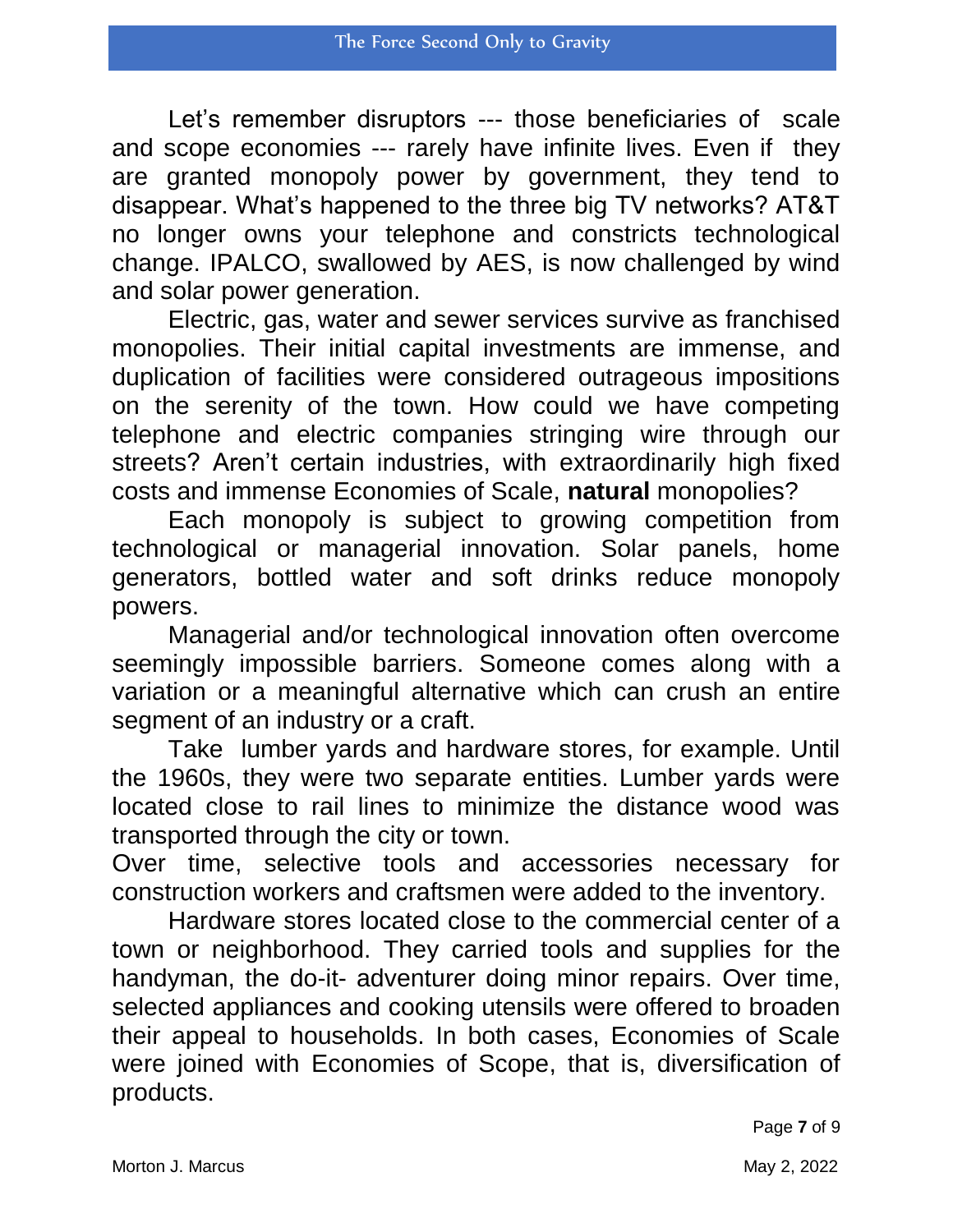Let's remember disruptors --- those beneficiaries of scale and scope economies --- rarely have infinite lives. Even if they are granted monopoly power by government, they tend to disappear. What's happened to the three big TV networks? AT&T no longer owns your telephone and constricts technological change. IPALCO, swallowed by AES, is now challenged by wind and solar power generation.

Electric, gas, water and sewer services survive as franchised monopolies. Their initial capital investments are immense, and duplication of facilities were considered outrageous impositions on the serenity of the town. How could we have competing telephone and electric companies stringing wire through our streets? Aren't certain industries, with extraordinarily high fixed costs and immense Economies of Scale, **natural** monopolies?

Each monopoly is subject to growing competition from technological or managerial innovation. Solar panels, home generators, bottled water and soft drinks reduce monopoly powers.

Managerial and/or technological innovation often overcome seemingly impossible barriers. Someone comes along with a variation or a meaningful alternative which can crush an entire segment of an industry or a craft.

Take lumber yards and hardware stores, for example. Until the 1960s, they were two separate entities. Lumber yards were located close to rail lines to minimize the distance wood was transported through the city or town.
Over time, selective tools and accessories necessary for construction workers and craftsmen were added to the inventory.

Hardware stores located close to the commercial center of a town or neighborhood. They carried tools and supplies for the handyman, the do-it- adventurer doing minor repairs. Over time, selected appliances and cooking utensils were offered to broaden their appeal to households. In both cases, Economies of Scale were joined with Economies of Scope, that is, diversification of products.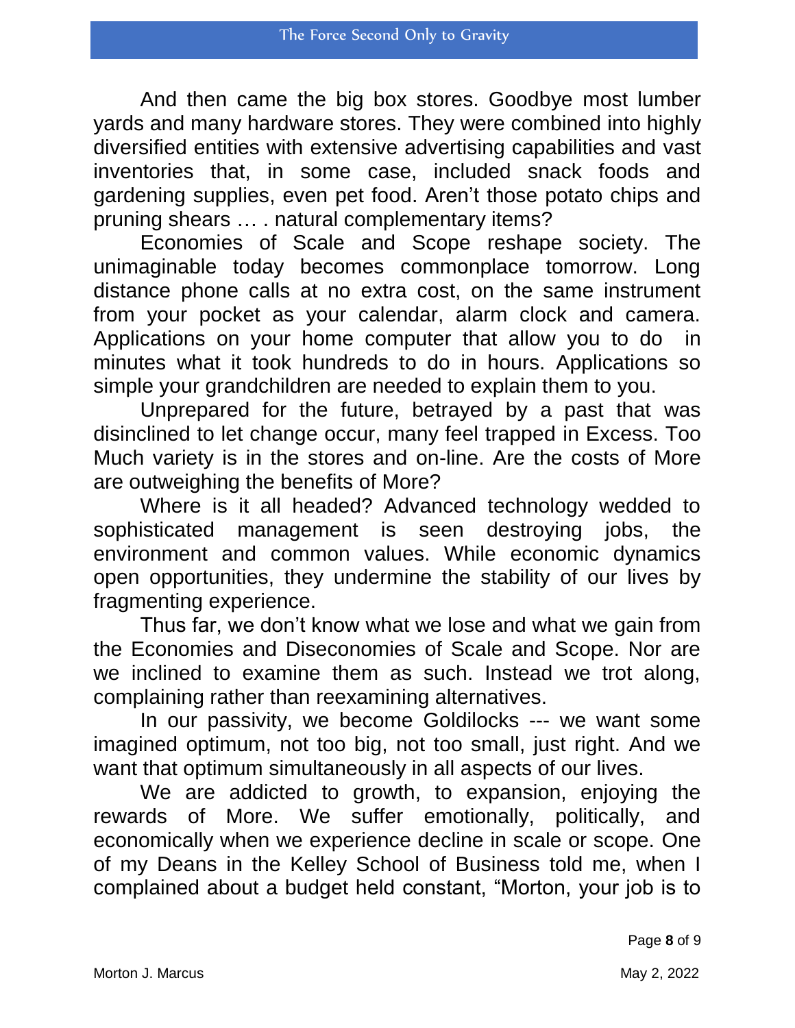And then came the big box stores. Goodbye most lumber yards and many hardware stores. They were combined into highly diversified entities with extensive advertising capabilities and vast inventories that, in some case, included snack foods and gardening supplies, even pet food. Aren't those potato chips and pruning shears … . natural complementary items?

Economies of Scale and Scope reshape society. The unimaginable today becomes commonplace tomorrow. Long distance phone calls at no extra cost, on the same instrument from your pocket as your calendar, alarm clock and camera. Applications on your home computer that allow you to do in minutes what it took hundreds to do in hours. Applications so simple your grandchildren are needed to explain them to you.

Unprepared for the future, betrayed by a past that was disinclined to let change occur, many feel trapped in Excess. Too Much variety is in the stores and on-line. Are the costs of More are outweighing the benefits of More?

Where is it all headed? Advanced technology wedded to sophisticated management is seen destroying jobs, the environment and common values. While economic dynamics open opportunities, they undermine the stability of our lives by fragmenting experience.

Thus far, we don't know what we lose and what we gain from the Economies and Diseconomies of Scale and Scope. Nor are we inclined to examine them as such. Instead we trot along, complaining rather than reexamining alternatives.

In our passivity, we become Goldilocks --- we want some imagined optimum, not too big, not too small, just right. And we want that optimum simultaneously in all aspects of our lives.

We are addicted to growth, to expansion, enjoying the rewards of More. We suffer emotionally, politically, and economically when we experience decline in scale or scope. One of my Deans in the Kelley School of Business told me, when I complained about a budget held constant, "Morton, your job is to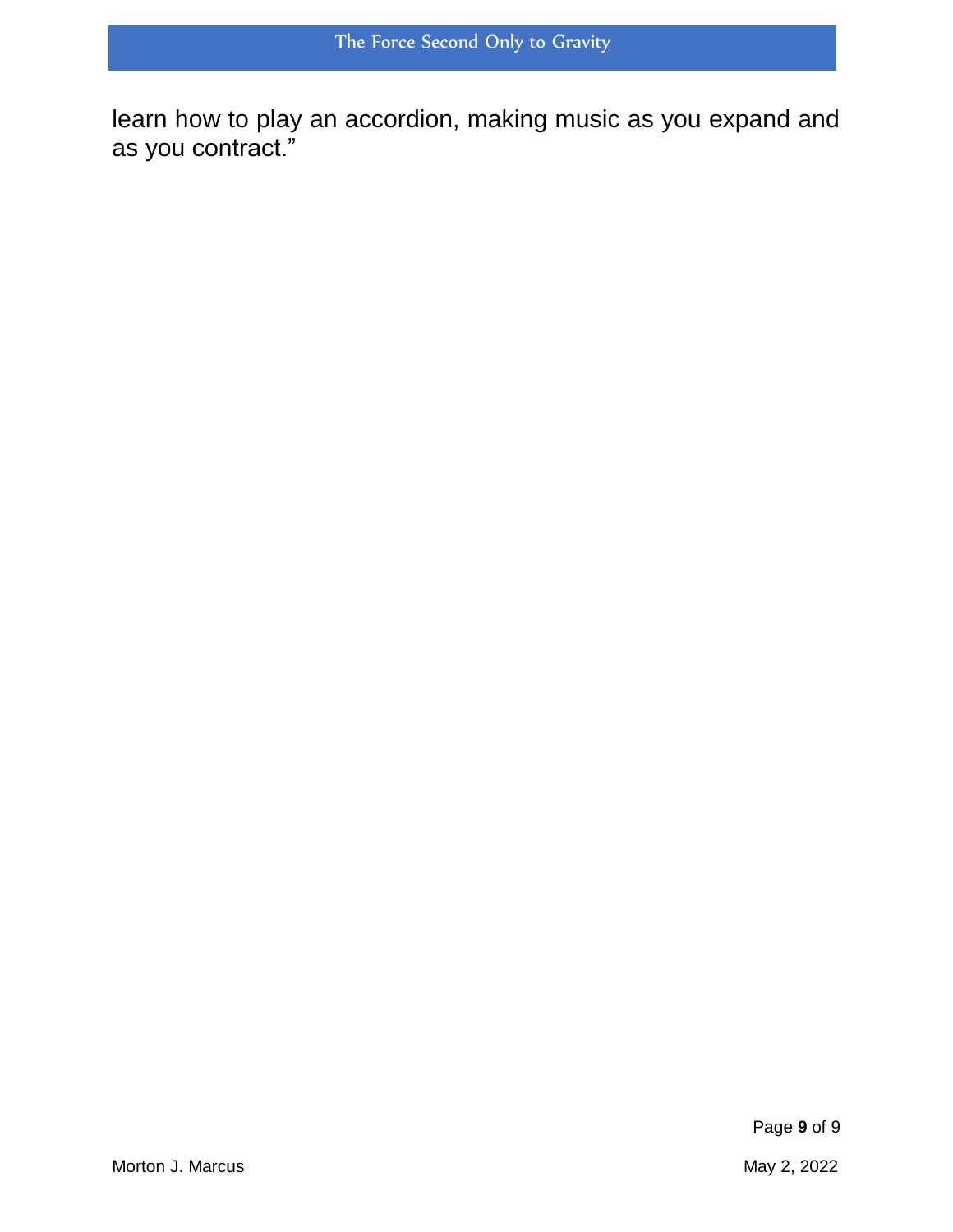learn how to play an accordion, making music as you expand and as you contract."